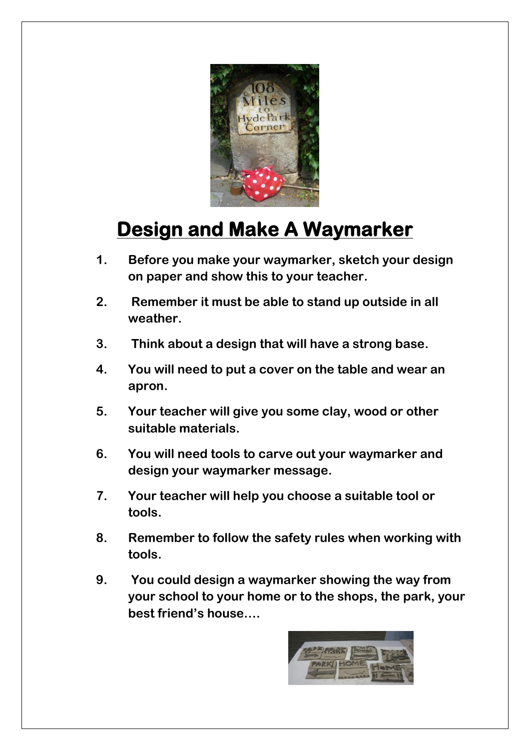# Design and Make A Waymarker

1. Before you make your waymarker, sketch your design on paper and show this to your teacher.
2. Remember it must be able to stand up outside in all weather.
3. Think about a design that will have a strong base.
4. You will need to put a cover on the table and wear an apron.
5. Your teacher will give you some clay, wood or other suitable materials.
6. You will need tools to carve out your waymarker and design your waymarker message.
7. Your teacher will help you choose a suitable tool or tools.
8. Remember to follow the safety rules when working with tools.
9. You could design a waymarker showing the way from your school to your home or to the shops, the park, your best friend's house....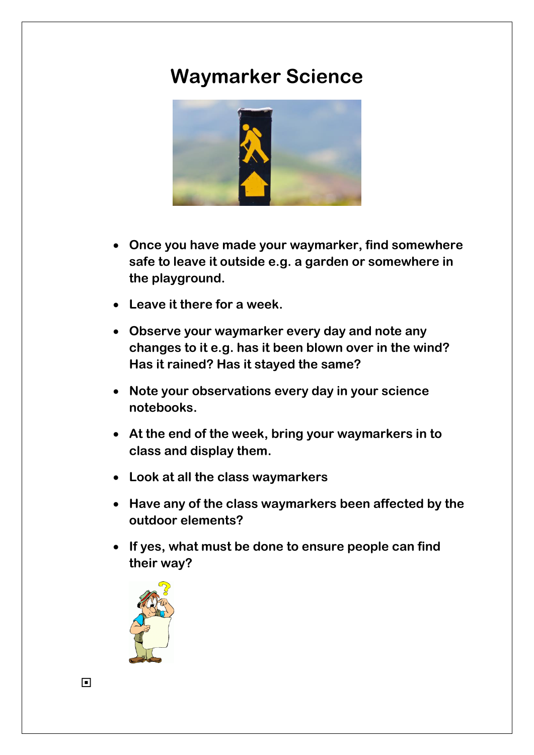# Waymarker Science

- Once you have made your waymarker, find somewhere safe to leave it outside e.g. a garden or somewhere in the playground.
- Leave it there for a week.
- Observe your waymarker every day and note any changes to it e.g. has it been blown over in the wind? Has it rained? Has it stayed the same?
- Note your observations every day in your science notebooks.
- At the end of the week, bring your waymarkers in to class and display them.
- Look at all the class waymarkers
- Have any of the class waymarkers been affected by the outdoor elements?
- If yes, what must be done to ensure people can find their way?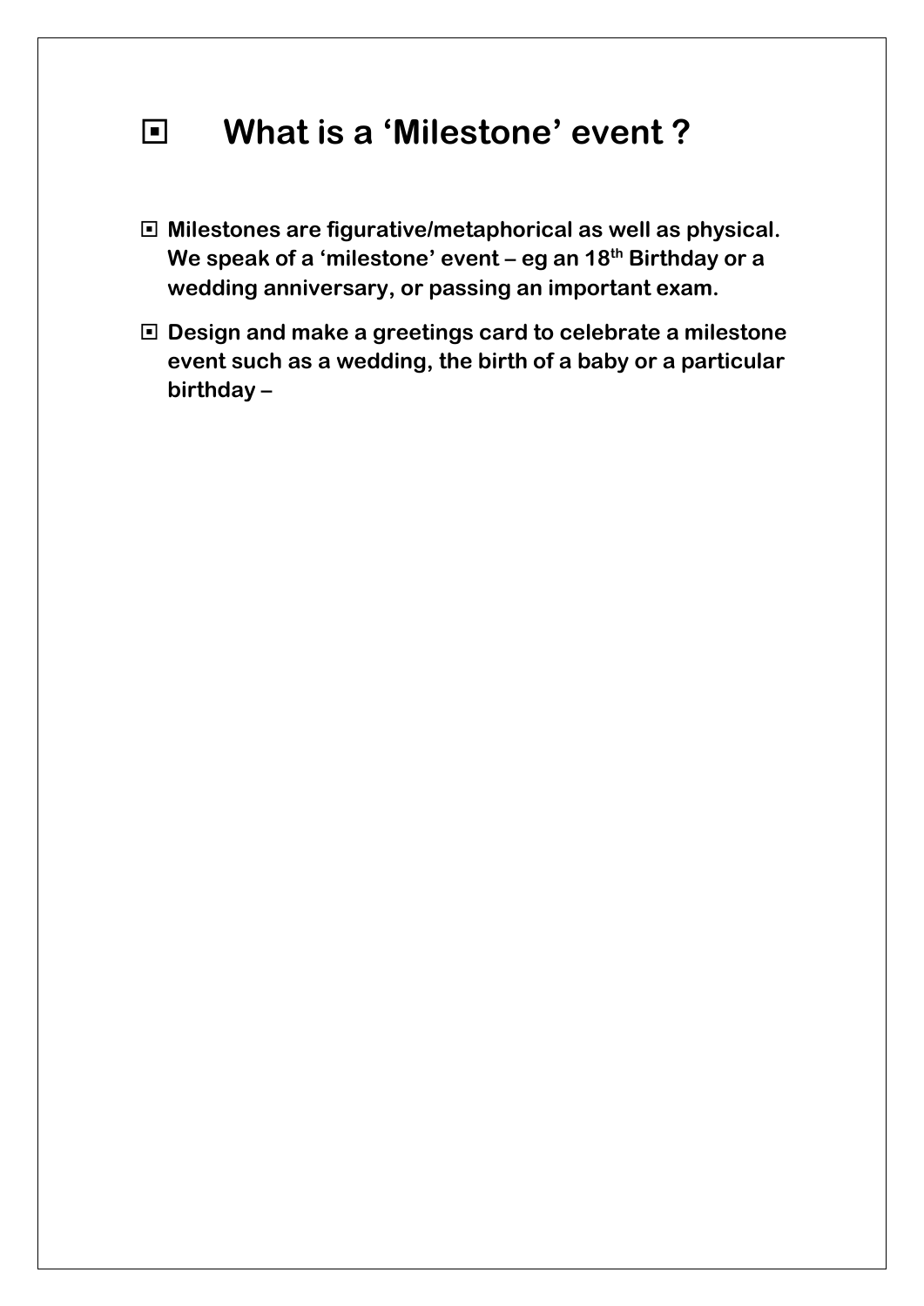# What is a 'Milestone' event ?

- **Milestones are figurative/metaphorical as well as physical. We speak of a 'milestone' event – eg an 18th Birthday or a wedding anniversary, or passing an important exam.**
- **Design and make a greetings card to celebrate a milestone event such as a wedding, the birth of a baby or a particular birthday –**